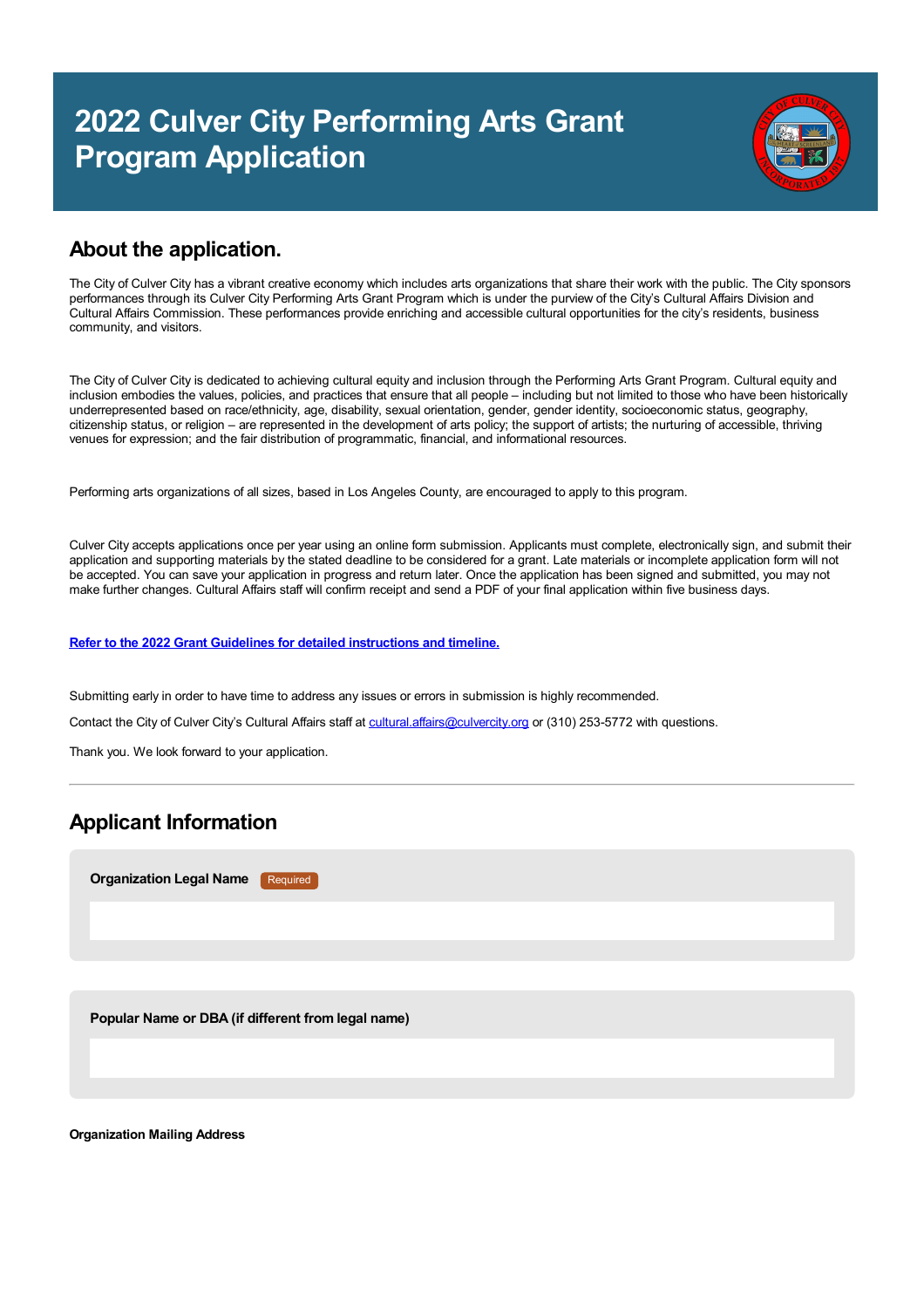# 2022 Culver City Performing Arts Grant Program Application

## About the application.

The City of Culver City has a vibrant creative economy which includes arts organizations that share their work with the public. The City sponsors performances through its Culver City Performing Arts Grant Program which is under the purview of the City's Cultural Affairs Division and Cultural Affairs Commission. These performances provide enriching and accessible cultural opportunities for the city's residents, business community, and visitors.

The City of Culver City is dedicated to achieving cultural equity and inclusion through the Performing Arts Grant Program. Cultural equity and inclusion embodies the values, policies, and practices that ensure that all people – including but not limited to those who have been historically underrepresented based on race/ethnicity, age, disability, sexual orientation, gender, gender identity, socioeconomic status, geography, citizenship status, or religion – are represented in the development of arts policy; the support of artists; the nurturing of accessible, thriving venues for expression; and the fair distribution of programmatic, financial, and informational resources.

Performing arts organizations of all sizes, based in Los Angeles County, are encouraged to apply to this program.

Culver City accepts applications once per year using an online form submission. Applicants must complete, electronically sign, and submit their application and supporting materials by the stated deadline to be considered for a grant. Late materials or incomplete application form will not be accepted. You can save your application in progress and return later. Once the application has been signed and submitted, you may not make further changes. Cultural Affairs staff will confirm receipt and send a PDF of your final application within five business days.

**Refer to the 2022 Grant Guidelines for detailed instructions and timeline.**

Submitting early in order to have time to address any issues or errors in submission is highly recommended.

Contact the City of Culver City's Cultural Affairs staff at cultural.affairs@culvercity.org or (310) 253-5772 with questions.

Thank you. We look forward to your application.

---

## Applicant Information

**Organization Legal Name** Required

**Popular Name or DBA (if different from legal name)**

**Organization Mailing Address**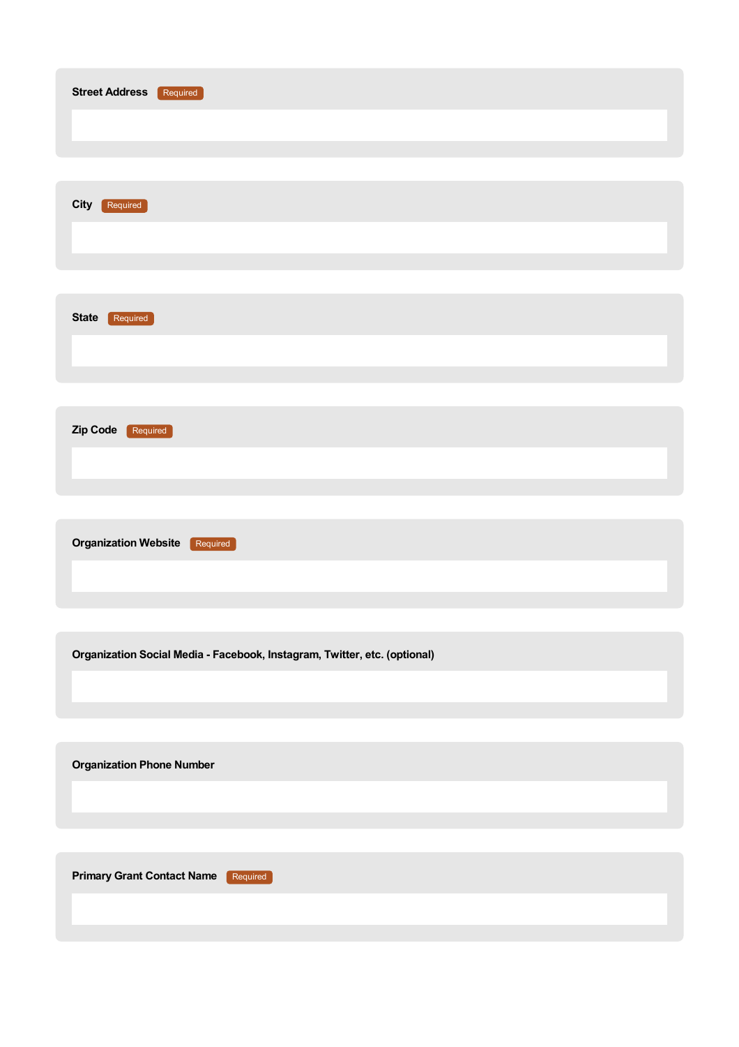**Street Address** Required

**City** Required

**State** Required

**Zip Code** Required

**Organization Website** Required

**Organization Social Media - Facebook, Instagram, Twitter, etc. (optional)**

**Organization Phone Number**

**Primary Grant Contact Name** Required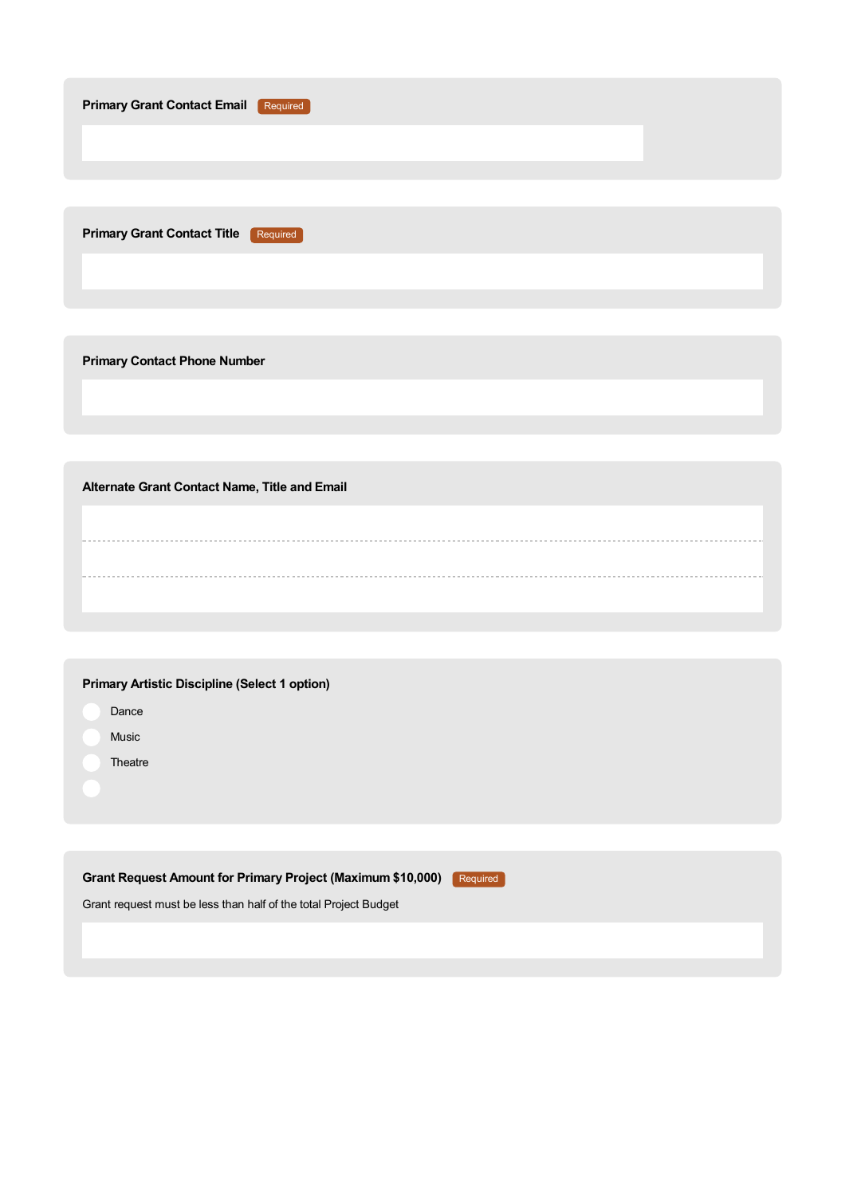**Primary Grant Contact Email** Required

**Primary Grant Contact Title** Required

**Primary Contact Phone Number**

**Alternate Grant Contact Name, Title and Email**

**Primary Artistic Discipline (Select 1 option)**

- Dance
- Music
- Theatre
- 

**Grant Request Amount for Primary Project (Maximum $10,000)** Required

Grant request must be less than half of the total Project Budget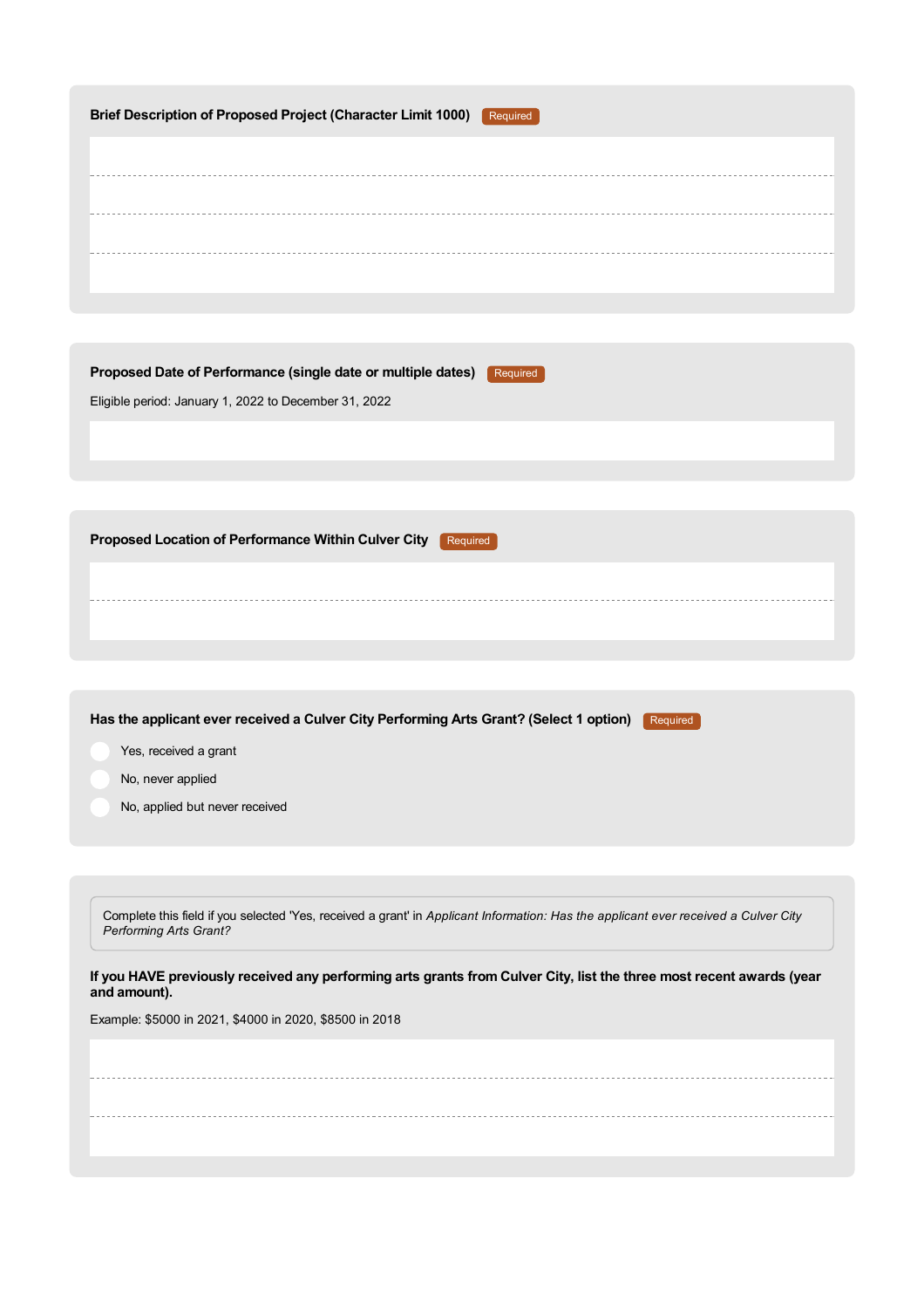**Brief Description of Proposed Project (Character Limit 1000)** Required

**Proposed Date of Performance (single date or multiple dates)** Required

Eligible period: January 1, 2022 to December 31, 2022

**Proposed Location of Performance Within Culver City** Required

**Has the applicant ever received a Culver City Performing Arts Grant? (Select 1 option)** Required

- Yes, received a grant
- No, never applied
- No, applied but never received

Complete this field if you selected 'Yes, received a grant' in *Applicant Information: Has the applicant ever received a Culver City Performing Arts Grant?*

**If you HAVE previously received any performing arts grants from Culver City, list the three most recent awards (year and amount).**

Example: $5000 in 2021, $4000 in 2020, $8500 in 2018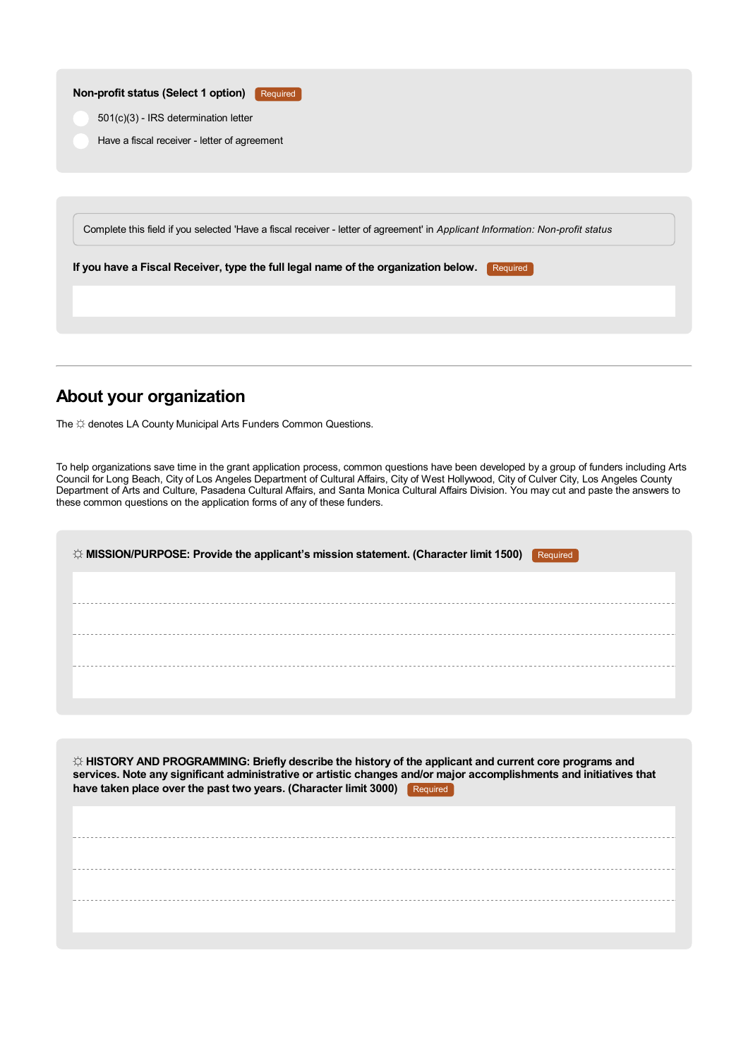**Non-profit status (Select 1 option)** Required

- 501(c)(3) - IRS determination letter
- Have a fiscal receiver - letter of agreement

Complete this field if you selected 'Have a fiscal receiver - letter of agreement' in *Applicant Information: Non-profit status*

**If you have a Fiscal Receiver, type the full legal name of the organization below.** Required

---

## About your organization

The ☼ denotes LA County Municipal Arts Funders Common Questions.

To help organizations save time in the grant application process, common questions have been developed by a group of funders including Arts Council for Long Beach, City of Los Angeles Department of Cultural Affairs, City of West Hollywood, City of Culver City, Los Angeles County Department of Arts and Culture, Pasadena Cultural Affairs, and Santa Monica Cultural Affairs Division. You may cut and paste the answers to these common questions on the application forms of any of these funders.

**☼ MISSION/PURPOSE: Provide the applicant's mission statement. (Character limit 1500)** Required

**☼ HISTORY AND PROGRAMMING: Briefly describe the history of the applicant and current core programs and services. Note any significant administrative or artistic changes and/or major accomplishments and initiatives that have taken place over the past two years. (Character limit 3000)** Required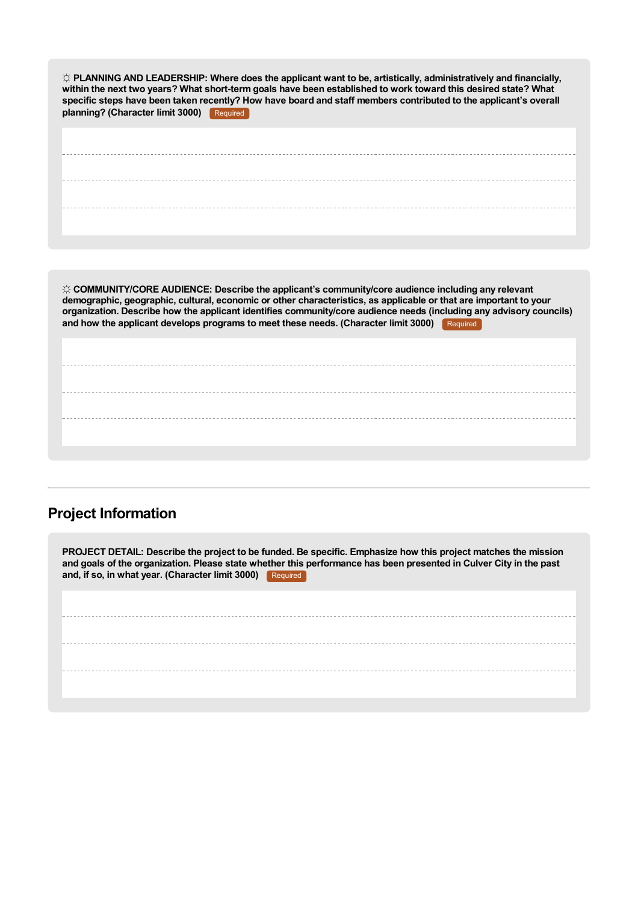☼ **PLANNING AND LEADERSHIP: Where does the applicant want to be, artistically, administratively and financially, within the next two years? What short-term goals have been established to work toward this desired state? What specific steps have been taken recently? How have board and staff members contributed to the applicant's overall planning? (Character limit 3000)** Required

☼ **COMMUNITY/CORE AUDIENCE: Describe the applicant's community/core audience including any relevant demographic, geographic, cultural, economic or other characteristics, as applicable or that are important to your organization. Describe how the applicant identifies community/core audience needs (including any advisory councils) and how the applicant develops programs to meet these needs. (Character limit 3000)** Required

## Project Information

**PROJECT DETAIL: Describe the project to be funded. Be specific. Emphasize how this project matches the mission and goals of the organization. Please state whether this performance has been presented in Culver City in the past and, if so, in what year. (Character limit 3000)** Required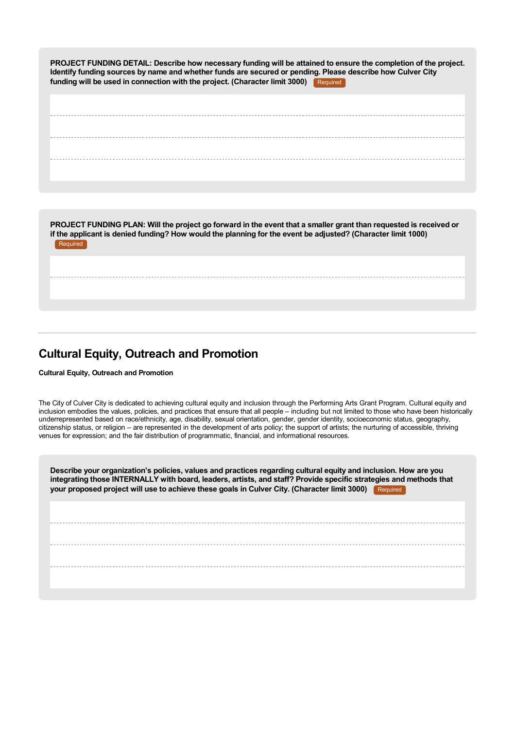**PROJECT FUNDING DETAIL: Describe how necessary funding will be attained to ensure the completion of the project. Identify funding sources by name and whether funds are secured or pending. Please describe how Culver City funding will be used in connection with the project. (Character limit 3000)** Required

**PROJECT FUNDING PLAN: Will the project go forward in the event that a smaller grant than requested is received or if the applicant is denied funding? How would the planning for the event be adjusted? (Character limit 1000)** Required

## Cultural Equity, Outreach and Promotion

**Cultural Equity, Outreach and Promotion**

The City of Culver City is dedicated to achieving cultural equity and inclusion through the Performing Arts Grant Program. Cultural equity and inclusion embodies the values, policies, and practices that ensure that all people – including but not limited to those who have been historically underrepresented based on race/ethnicity, age, disability, sexual orientation, gender, gender identity, socioeconomic status, geography, citizenship status, or religion – are represented in the development of arts policy; the support of artists; the nurturing of accessible, thriving venues for expression; and the fair distribution of programmatic, financial, and informational resources.

**Describe your organization's policies, values and practices regarding cultural equity and inclusion. How are you integrating those INTERNALLY with board, leaders, artists, and staff? Provide specific strategies and methods that your proposed project will use to achieve these goals in Culver City. (Character limit 3000)** Required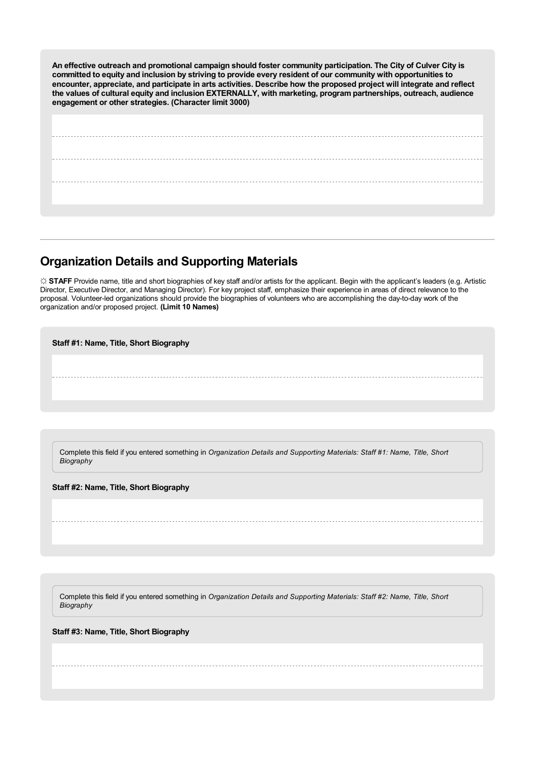**An effective outreach and promotional campaign should foster community participation. The City of Culver City is committed to equity and inclusion by striving to provide every resident of our community with opportunities to encounter, appreciate, and participate in arts activities. Describe how the proposed project will integrate and reflect the values of cultural equity and inclusion EXTERNALLY, with marketing, program partnerships, outreach, audience engagement or other strategies. (Character limit 3000)**

---

## Organization Details and Supporting Materials

☼ **STAFF** Provide name, title and short biographies of key staff and/or artists for the applicant. Begin with the applicant's leaders (e.g. Artistic Director, Executive Director, and Managing Director). For key project staff, emphasize their experience in areas of direct relevance to the proposal. Volunteer-led organizations should provide the biographies of volunteers who are accomplishing the day-to-day work of the organization and/or proposed project. **(Limit 10 Names)**

**Staff #1: Name, Title, Short Biography**

Complete this field if you entered something in *Organization Details and Supporting Materials: Staff #1: Name, Title, Short Biography*

**Staff #2: Name, Title, Short Biography**

Complete this field if you entered something in *Organization Details and Supporting Materials: Staff #2: Name, Title, Short Biography*

**Staff #3: Name, Title, Short Biography**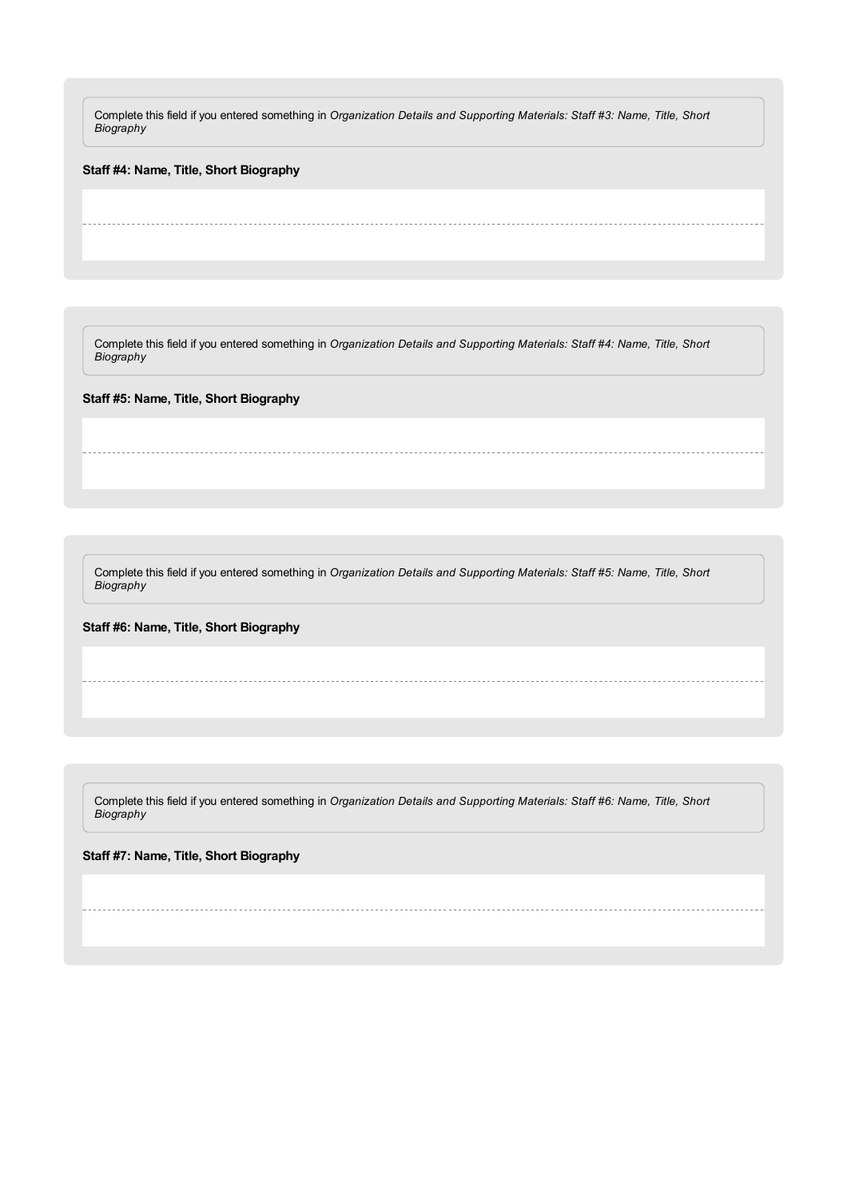Complete this field if you entered something in *Organization Details and Supporting Materials: Staff #3: Name, Title, Short Biography*

**Staff #4: Name, Title, Short Biography**

Complete this field if you entered something in *Organization Details and Supporting Materials: Staff #4: Name, Title, Short Biography*

**Staff #5: Name, Title, Short Biography**

Complete this field if you entered something in *Organization Details and Supporting Materials: Staff #5: Name, Title, Short Biography*

**Staff #6: Name, Title, Short Biography**

Complete this field if you entered something in *Organization Details and Supporting Materials: Staff #6: Name, Title, Short Biography*

**Staff #7: Name, Title, Short Biography**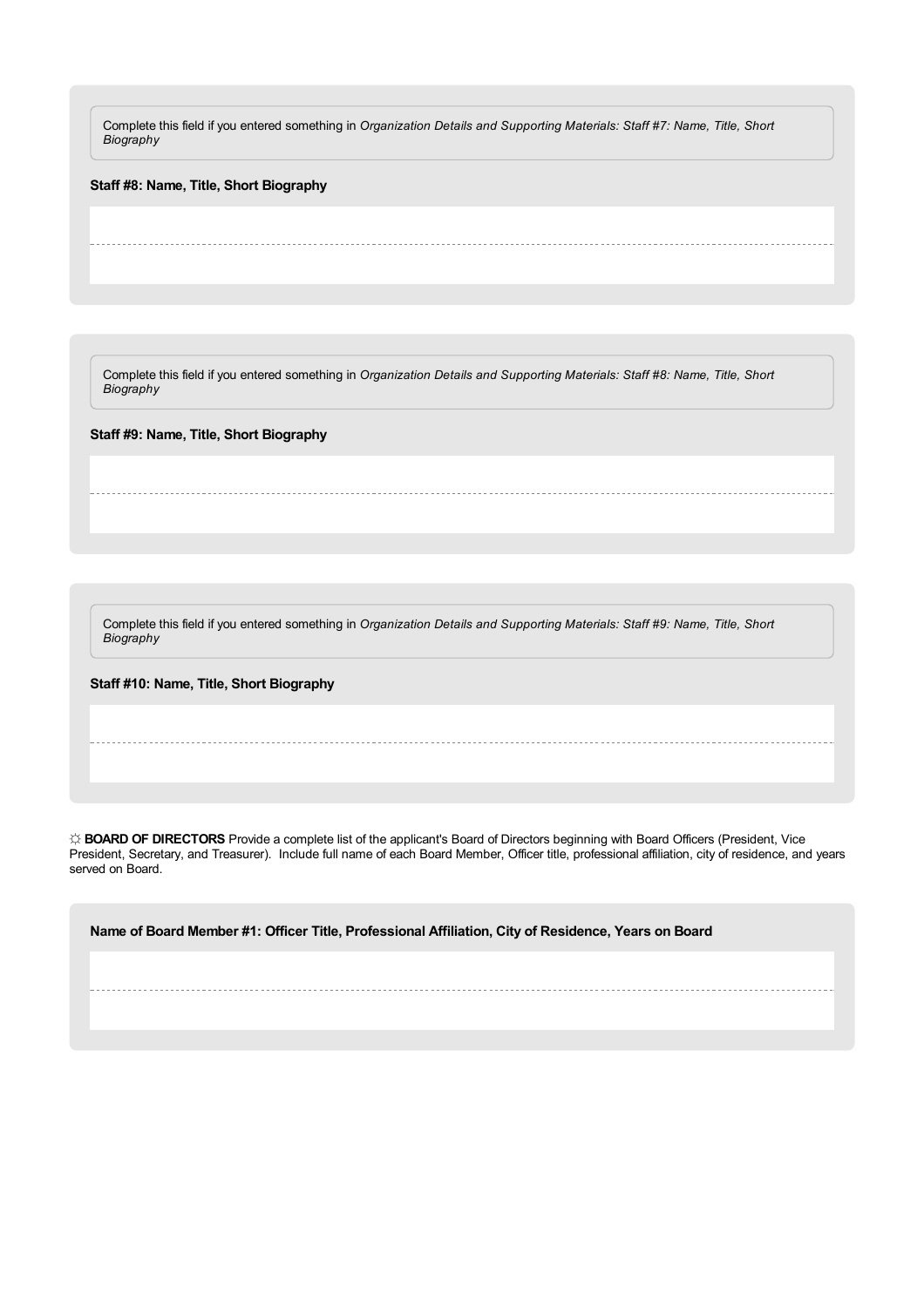Complete this field if you entered something in *Organization Details and Supporting Materials: Staff #7: Name, Title, Short Biography*

**Staff #8: Name, Title, Short Biography**

Complete this field if you entered something in *Organization Details and Supporting Materials: Staff #8: Name, Title, Short Biography*

**Staff #9: Name, Title, Short Biography**

Complete this field if you entered something in *Organization Details and Supporting Materials: Staff #9: Name, Title, Short Biography*

**Staff #10: Name, Title, Short Biography**

☼ **BOARD OF DIRECTORS** Provide a complete list of the applicant's Board of Directors beginning with Board Officers (President, Vice President, Secretary, and Treasurer). Include full name of each Board Member, Officer title, professional affiliation, city of residence, and years served on Board.

**Name of Board Member #1: Officer Title, Professional Affiliation, City of Residence, Years on Board**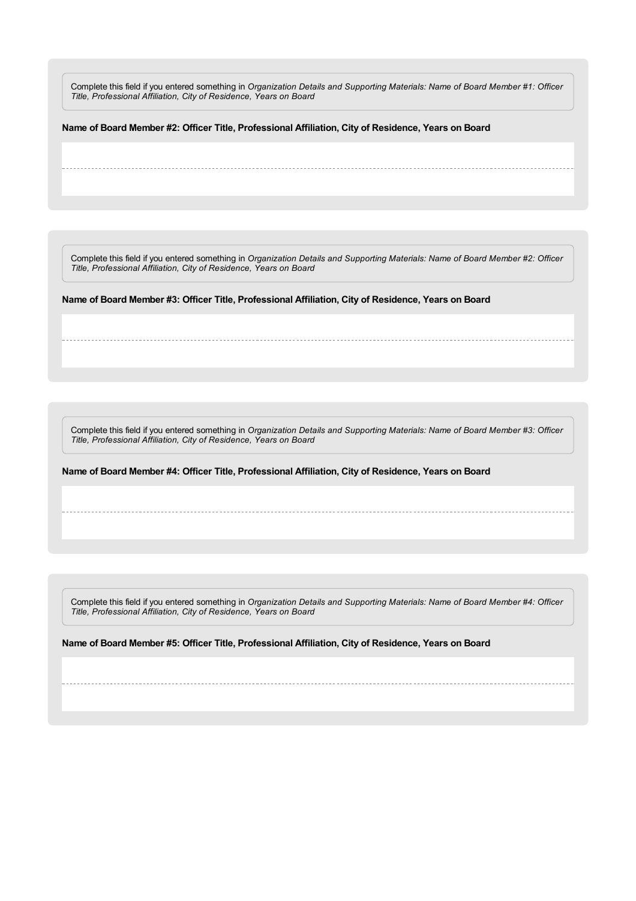Complete this field if you entered something in *Organization Details and Supporting Materials: Name of Board Member #1: Officer Title, Professional Affiliation, City of Residence, Years on Board*

**Name of Board Member #2: Officer Title, Professional Affiliation, City of Residence, Years on Board**

Complete this field if you entered something in *Organization Details and Supporting Materials: Name of Board Member #2: Officer Title, Professional Affiliation, City of Residence, Years on Board*

**Name of Board Member #3: Officer Title, Professional Affiliation, City of Residence, Years on Board**

Complete this field if you entered something in *Organization Details and Supporting Materials: Name of Board Member #3: Officer Title, Professional Affiliation, City of Residence, Years on Board*

**Name of Board Member #4: Officer Title, Professional Affiliation, City of Residence, Years on Board**

Complete this field if you entered something in *Organization Details and Supporting Materials: Name of Board Member #4: Officer Title, Professional Affiliation, City of Residence, Years on Board*

**Name of Board Member #5: Officer Title, Professional Affiliation, City of Residence, Years on Board**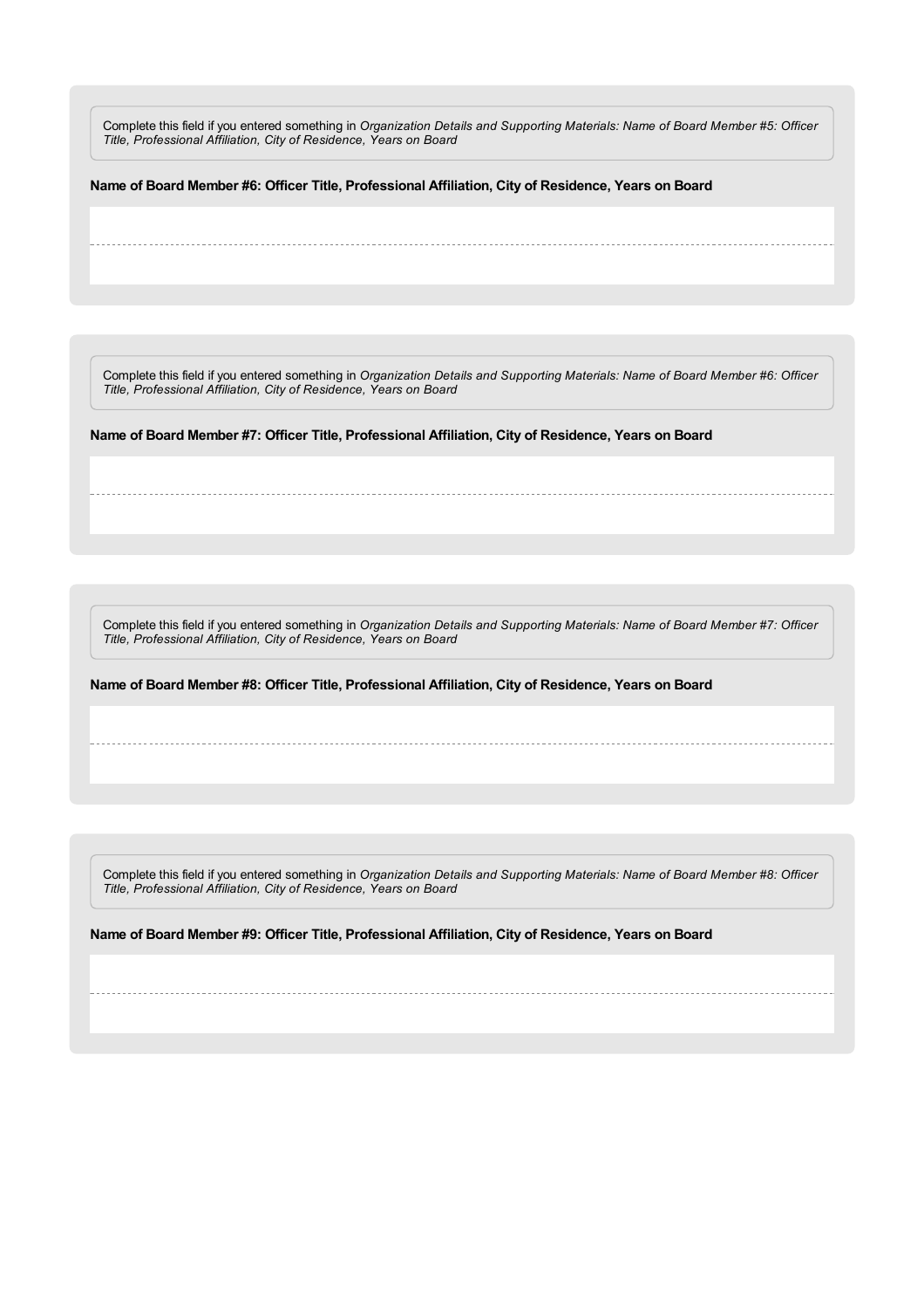Complete this field if you entered something in *Organization Details and Supporting Materials: Name of Board Member #5: Officer Title, Professional Affiliation, City of Residence, Years on Board*

**Name of Board Member #6: Officer Title, Professional Affiliation, City of Residence, Years on Board**

Complete this field if you entered something in *Organization Details and Supporting Materials: Name of Board Member #6: Officer Title, Professional Affiliation, City of Residence, Years on Board*

**Name of Board Member #7: Officer Title, Professional Affiliation, City of Residence, Years on Board**

Complete this field if you entered something in *Organization Details and Supporting Materials: Name of Board Member #7: Officer Title, Professional Affiliation, City of Residence, Years on Board*

**Name of Board Member #8: Officer Title, Professional Affiliation, City of Residence, Years on Board**

Complete this field if you entered something in *Organization Details and Supporting Materials: Name of Board Member #8: Officer Title, Professional Affiliation, City of Residence, Years on Board*

**Name of Board Member #9: Officer Title, Professional Affiliation, City of Residence, Years on Board**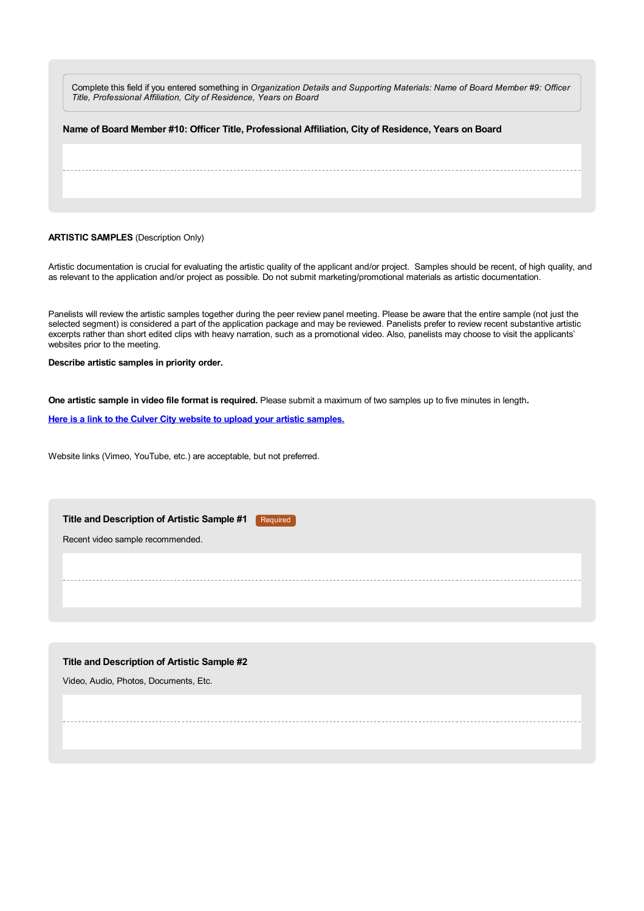Complete this field if you entered something in *Organization Details and Supporting Materials: Name of Board Member #9: Officer Title, Professional Affiliation, City of Residence, Years on Board*

**Name of Board Member #10: Officer Title, Professional Affiliation, City of Residence, Years on Board**

**ARTISTIC SAMPLES** (Description Only)

Artistic documentation is crucial for evaluating the artistic quality of the applicant and/or project. Samples should be recent, of high quality, and as relevant to the application and/or project as possible. Do not submit marketing/promotional materials as artistic documentation.

Panelists will review the artistic samples together during the peer review panel meeting. Please be aware that the entire sample (not just the selected segment) is considered a part of the application package and may be reviewed. Panelists prefer to review recent substantive artistic excerpts rather than short edited clips with heavy narration, such as a promotional video. Also, panelists may choose to visit the applicants' websites prior to the meeting.

**Describe artistic samples in priority order.**

**One artistic sample in video file format is required.** Please submit a maximum of two samples up to five minutes in length**.**

**Here is a link to the Culver City website to upload your artistic samples.**

Website links (Vimeo, YouTube, etc.) are acceptable, but not preferred.

**Title and Description of Artistic Sample #1** Required

Recent video sample recommended.

**Title and Description of Artistic Sample #2**

Video, Audio, Photos, Documents, Etc.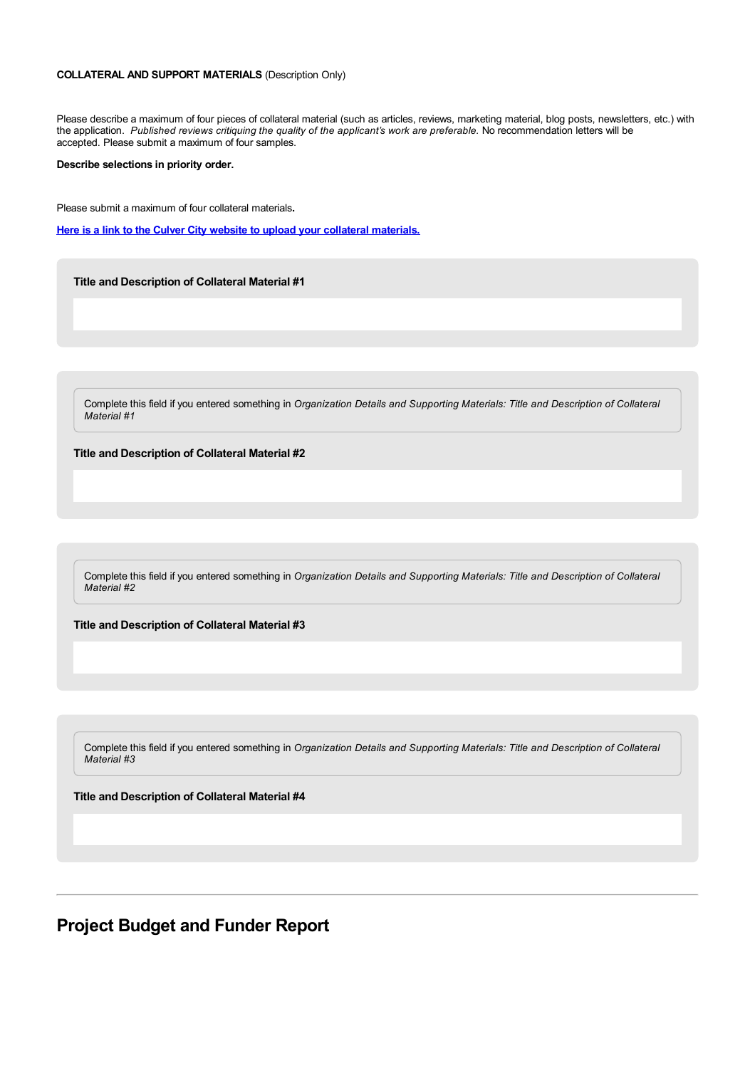**COLLATERAL AND SUPPORT MATERIALS** (Description Only)

Please describe a maximum of four pieces of collateral material (such as articles, reviews, marketing material, blog posts, newsletters, etc.) with the application. *Published reviews critiquing the quality of the applicant's work are preferable.* No recommendation letters will be accepted. Please submit a maximum of four samples.

**Describe selections in priority order.**

Please submit a maximum of four collateral materials**.**

**[Here is a link to the Culver City website to upload your collateral materials.]**

**Title and Description of Collateral Material #1**

Complete this field if you entered something in *Organization Details and Supporting Materials: Title and Description of Collateral Material #1*

**Title and Description of Collateral Material #2**

Complete this field if you entered something in *Organization Details and Supporting Materials: Title and Description of Collateral Material #2*

**Title and Description of Collateral Material #3**

Complete this field if you entered something in *Organization Details and Supporting Materials: Title and Description of Collateral Material #3*

**Title and Description of Collateral Material #4**

---

## Project Budget and Funder Report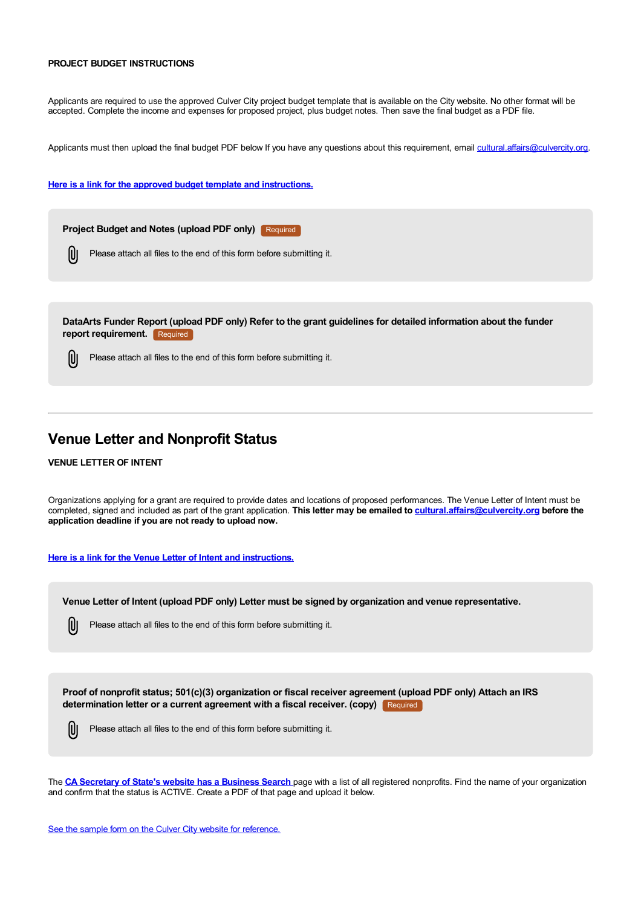**PROJECT BUDGET INSTRUCTIONS**

Applicants are required to use the approved Culver City project budget template that is available on the City website. No other format will be accepted. Complete the income and expenses for proposed project, plus budget notes. Then save the final budget as a PDF file.

Applicants must then upload the final budget PDF below If you have any questions about this requirement, email cultural.affairs@culvercity.org.

**Here is a link for the approved budget template and instructions.**

**Project Budget and Notes (upload PDF only)** Required

Please attach all files to the end of this form before submitting it.

**DataArts Funder Report (upload PDF only) Refer to the grant guidelines for detailed information about the funder report requirement.** Required

Please attach all files to the end of this form before submitting it.

---

## Venue Letter and Nonprofit Status

**VENUE LETTER OF INTENT**

Organizations applying for a grant are required to provide dates and locations of proposed performances. The Venue Letter of Intent must be completed, signed and included as part of the grant application. **This letter may be emailed to cultural.affairs@culvercity.org before the application deadline if you are not ready to upload now.**

**Here is a link for the Venue Letter of Intent and instructions.**

**Venue Letter of Intent (upload PDF only) Letter must be signed by organization and venue representative.**

Please attach all files to the end of this form before submitting it.

**Proof of nonprofit status; 501(c)(3) organization or fiscal receiver agreement (upload PDF only) Attach an IRS determination letter or a current agreement with a fiscal receiver. (copy)** Required

Please attach all files to the end of this form before submitting it.

The **CA Secretary of State's website has a Business Search** page with a list of all registered nonprofits. Find the name of your organization and confirm that the status is ACTIVE. Create a PDF of that page and upload it below.

See the sample form on the Culver City website for reference.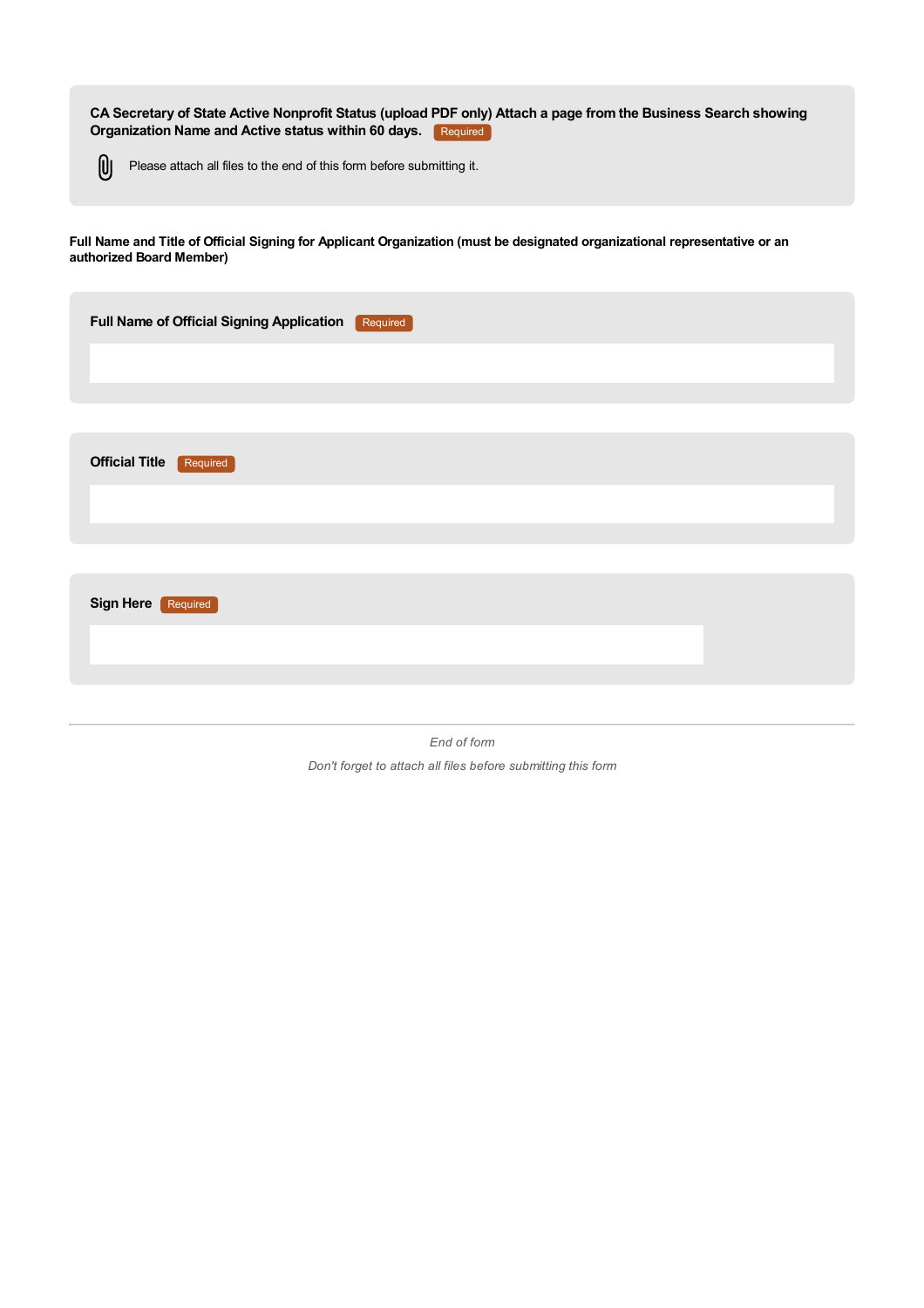**CA Secretary of State Active Nonprofit Status (upload PDF only) Attach a page from the Business Search showing Organization Name and Active status within 60 days.** Required

Please attach all files to the end of this form before submitting it.

**Full Name and Title of Official Signing for Applicant Organization (must be designated organizational representative or an authorized Board Member)**

**Full Name of Official Signing Application** Required

**Official Title** Required

**Sign Here** Required

---

*End of form*

*Don't forget to attach all files before submitting this form*